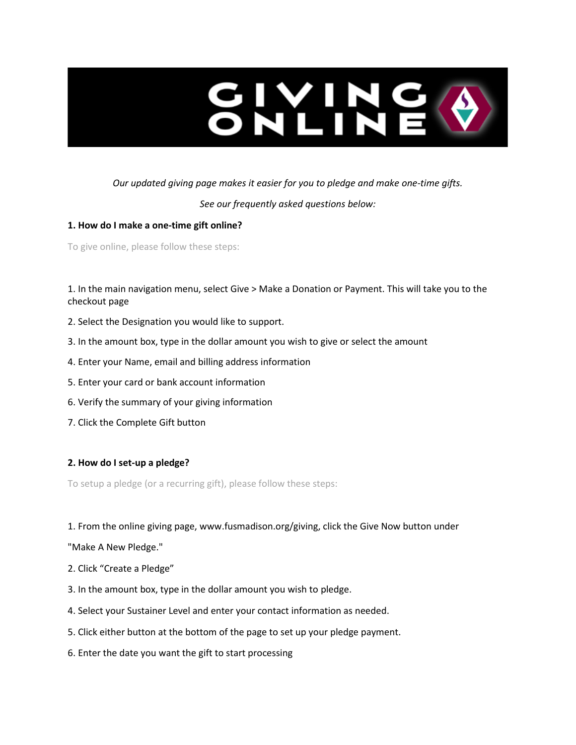# GIVING ONLINE

*Our updated giving page makes it easier for you to pledge and make one-time gifts.*

*See our frequently asked questions below:*

**1. How do I make a one-time gift online?**

To give online, please follow these steps:

1. In the main navigation menu, select Give > Make a Donation or Payment. This will take you to the checkout page
2. Select the Designation you would like to support.
3. In the amount box, type in the dollar amount you wish to give or select the amount
4. Enter your Name, email and billing address information
5. Enter your card or bank account information
6. Verify the summary of your giving information
7. Click the Complete Gift button

**2. How do I set-up a pledge?**

To setup a pledge (or a recurring gift), please follow these steps:

1. From the online giving page, www.fusmadison.org/giving, click the Give Now button under "Make A New Pledge."
2. Click "Create a Pledge"
3. In the amount box, type in the dollar amount you wish to pledge.
4. Select your Sustainer Level and enter your contact information as needed.
5. Click either button at the bottom of the page to set up your pledge payment.
6. Enter the date you want the gift to start processing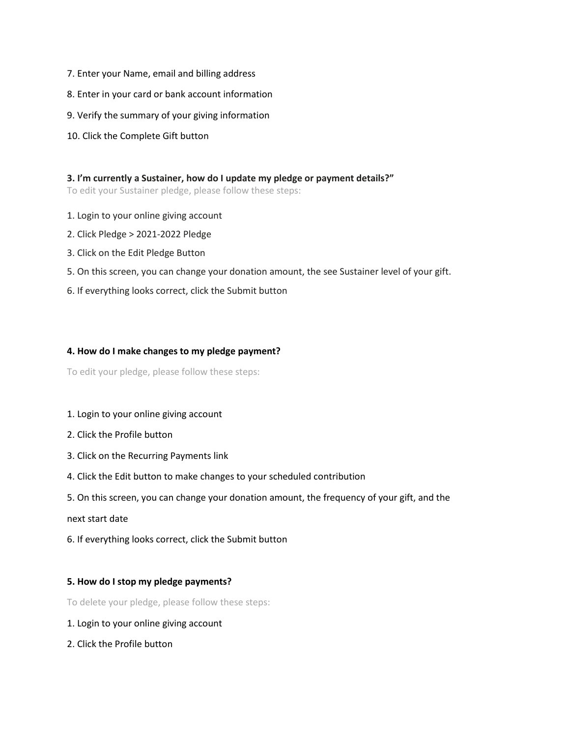7. Enter your Name, email and billing address
8. Enter in your card or bank account information
9. Verify the summary of your giving information
10. Click the Complete Gift button

**3. I'm currently a Sustainer, how do I update my pledge or payment details?"**

To edit your Sustainer pledge, please follow these steps:

1. Login to your online giving account
2. Click Pledge > 2021-2022 Pledge
3. Click on the Edit Pledge Button
5. On this screen, you can change your donation amount, the see Sustainer level of your gift.
6. If everything looks correct, click the Submit button

**4. How do I make changes to my pledge payment?**

To edit your pledge, please follow these steps:

1. Login to your online giving account
2. Click the Profile button
3. Click on the Recurring Payments link
4. Click the Edit button to make changes to your scheduled contribution
5. On this screen, you can change your donation amount, the frequency of your gift, and the next start date
6. If everything looks correct, click the Submit button

**5. How do I stop my pledge payments?**

To delete your pledge, please follow these steps:

1. Login to your online giving account
2. Click the Profile button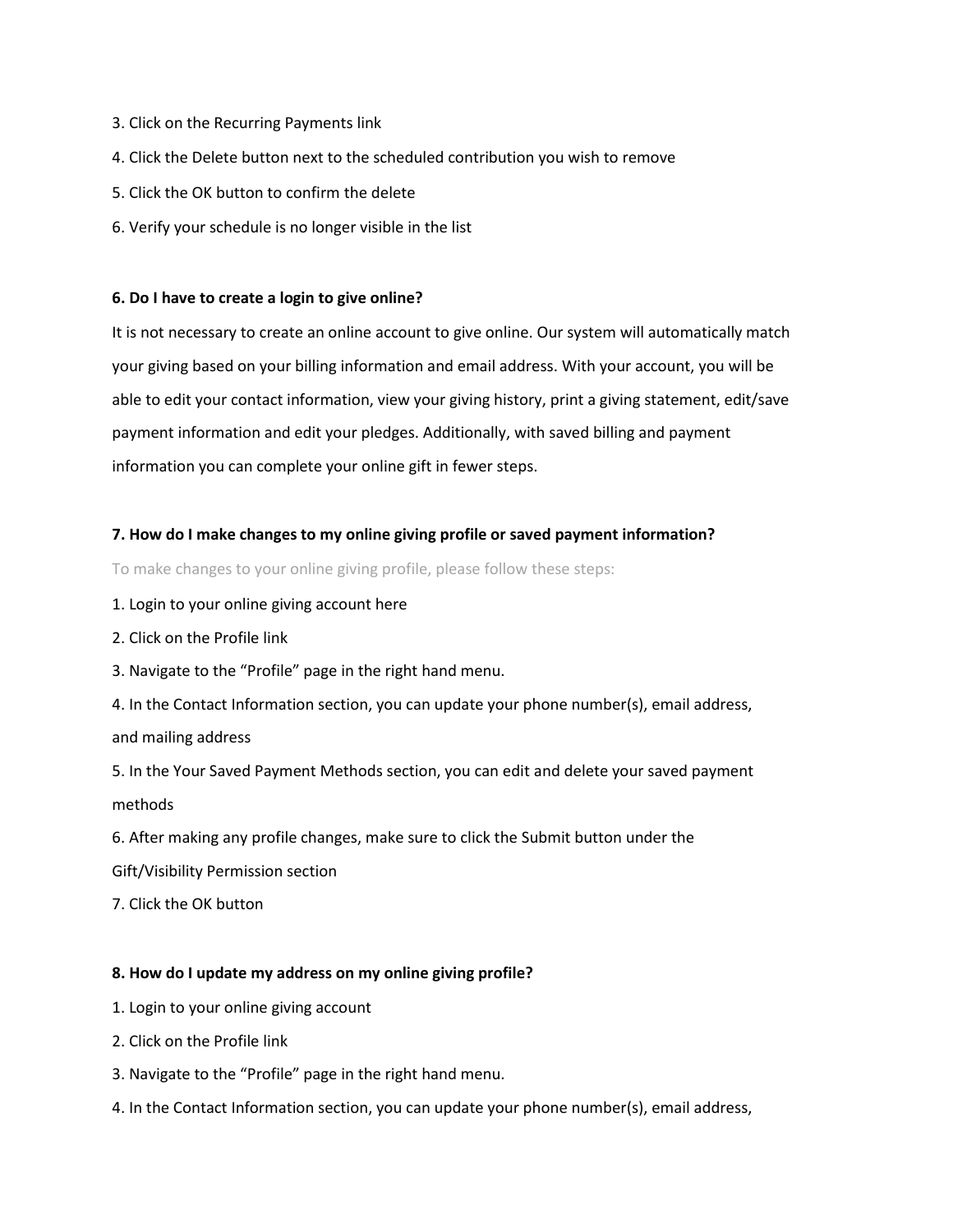3. Click on the Recurring Payments link
4. Click the Delete button next to the scheduled contribution you wish to remove
5. Click the OK button to confirm the delete
6. Verify your schedule is no longer visible in the list

**6. Do I have to create a login to give online?**

It is not necessary to create an online account to give online. Our system will automatically match your giving based on your billing information and email address. With your account, you will be able to edit your contact information, view your giving history, print a giving statement, edit/save payment information and edit your pledges. Additionally, with saved billing and payment information you can complete your online gift in fewer steps.

**7. How do I make changes to my online giving profile or saved payment information?**

To make changes to your online giving profile, please follow these steps:

1. Login to your online giving account here
2. Click on the Profile link
3. Navigate to the “Profile” page in the right hand menu.
4. In the Contact Information section, you can update your phone number(s), email address, and mailing address
5. In the Your Saved Payment Methods section, you can edit and delete your saved payment methods
6. After making any profile changes, make sure to click the Submit button under the Gift/Visibility Permission section
7. Click the OK button

**8. How do I update my address on my online giving profile?**

1. Login to your online giving account
2. Click on the Profile link
3. Navigate to the “Profile” page in the right hand menu.
4. In the Contact Information section, you can update your phone number(s), email address,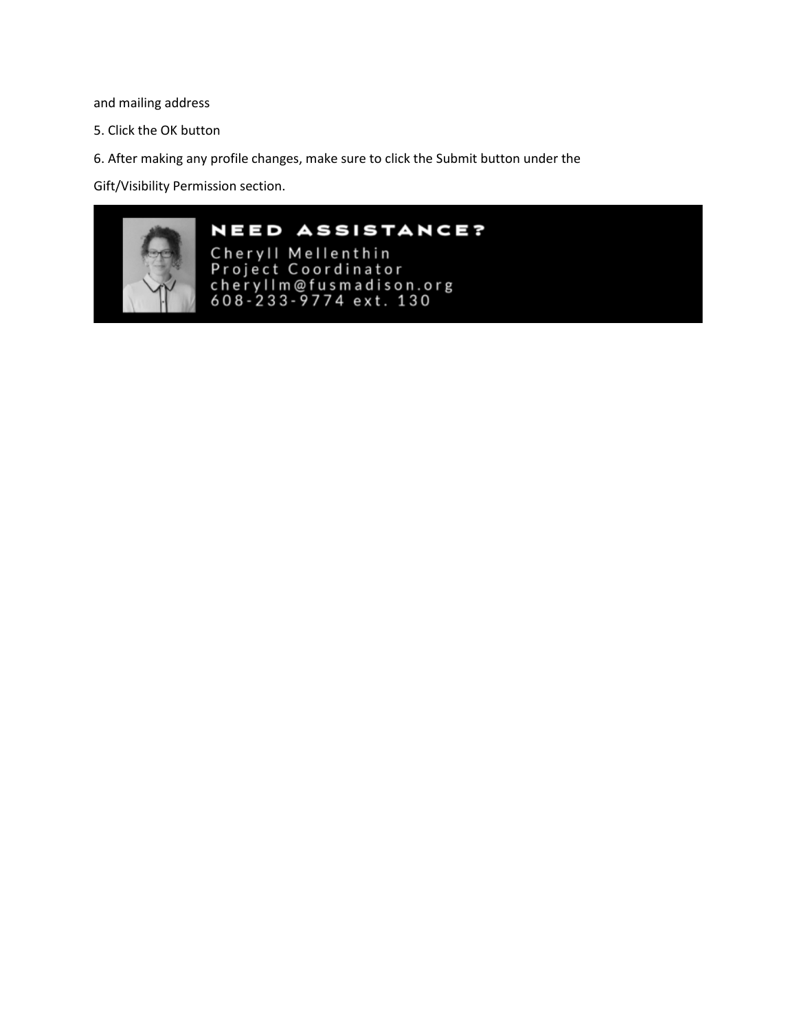and mailing address

5. Click the OK button

6. After making any profile changes, make sure to click the Submit button under the Gift/Visibility Permission section.

**NEED ASSISTANCE?**

Cheryll Mellenthin
Project Coordinator
cheryllm@fusmadison.org
608-233-9774 ext. 130